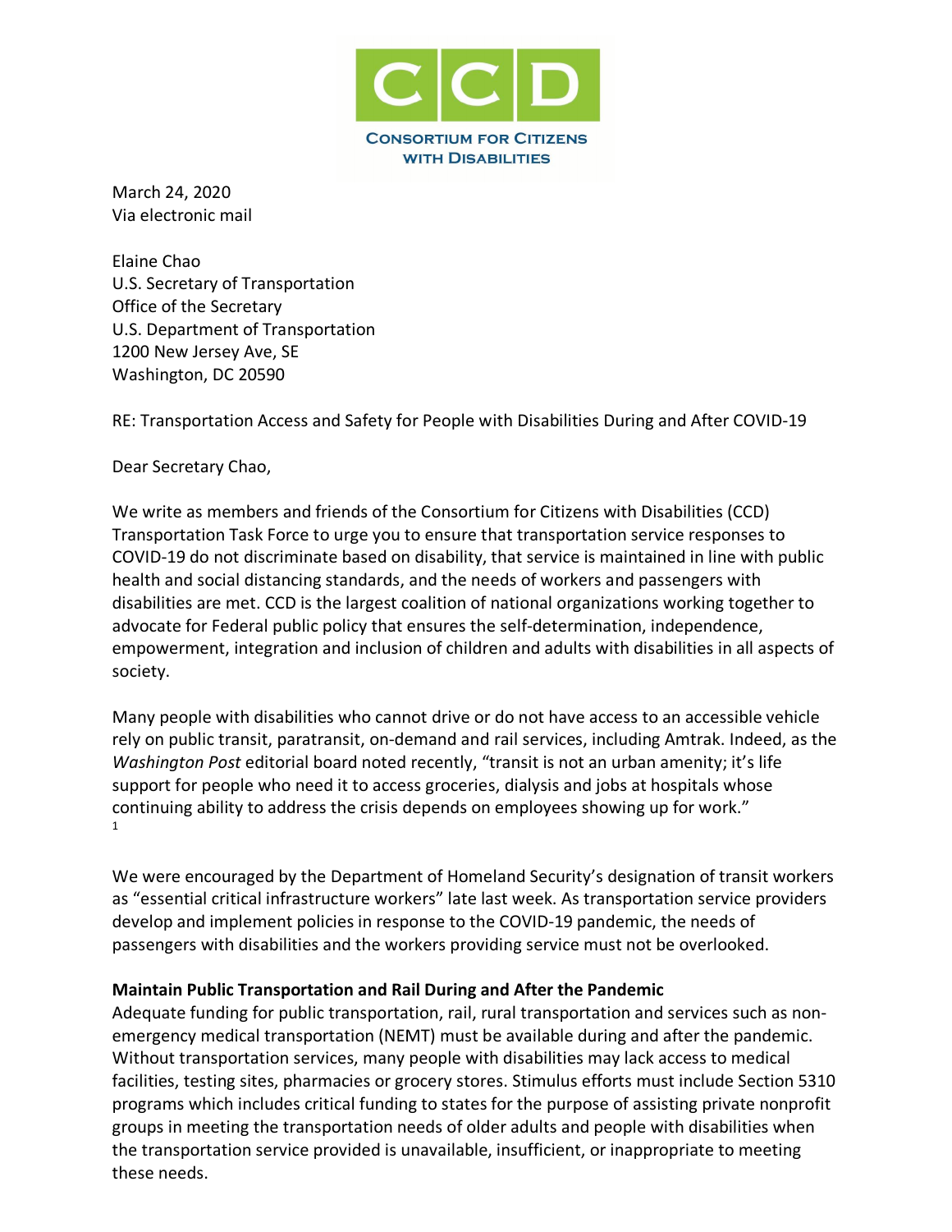CCD

CONSORTIUM FOR CITIZENS WITH DISABILITIES

March 24, 2020
Via electronic mail

Elaine Chao
U.S. Secretary of Transportation
Office of the Secretary
U.S. Department of Transportation
1200 New Jersey Ave, SE
Washington, DC 20590

RE: Transportation Access and Safety for People with Disabilities During and After COVID-19

Dear Secretary Chao,

We write as members and friends of the Consortium for Citizens with Disabilities (CCD) Transportation Task Force to urge you to ensure that transportation service responses to COVID-19 do not discriminate based on disability, that service is maintained in line with public health and social distancing standards, and the needs of workers and passengers with disabilities are met. CCD is the largest coalition of national organizations working together to advocate for Federal public policy that ensures the self-determination, independence, empowerment, integration and inclusion of children and adults with disabilities in all aspects of society.

Many people with disabilities who cannot drive or do not have access to an accessible vehicle rely on public transit, paratransit, on-demand and rail services, including Amtrak. Indeed, as the *Washington Post* editorial board noted recently, "transit is not an urban amenity; it's life support for people who need it to access groceries, dialysis and jobs at hospitals whose continuing ability to address the crisis depends on employees showing up for work."[1]

We were encouraged by the Department of Homeland Security's designation of transit workers as "essential critical infrastructure workers" late last week. As transportation service providers develop and implement policies in response to the COVID-19 pandemic, the needs of passengers with disabilities and the workers providing service must not be overlooked.

**Maintain Public Transportation and Rail During and After the Pandemic**

Adequate funding for public transportation, rail, rural transportation and services such as non-emergency medical transportation (NEMT) must be available during and after the pandemic. Without transportation services, many people with disabilities may lack access to medical facilities, testing sites, pharmacies or grocery stores. Stimulus efforts must include Section 5310 programs which includes critical funding to states for the purpose of assisting private nonprofit groups in meeting the transportation needs of older adults and people with disabilities when the transportation service provided is unavailable, insufficient, or inappropriate to meeting these needs.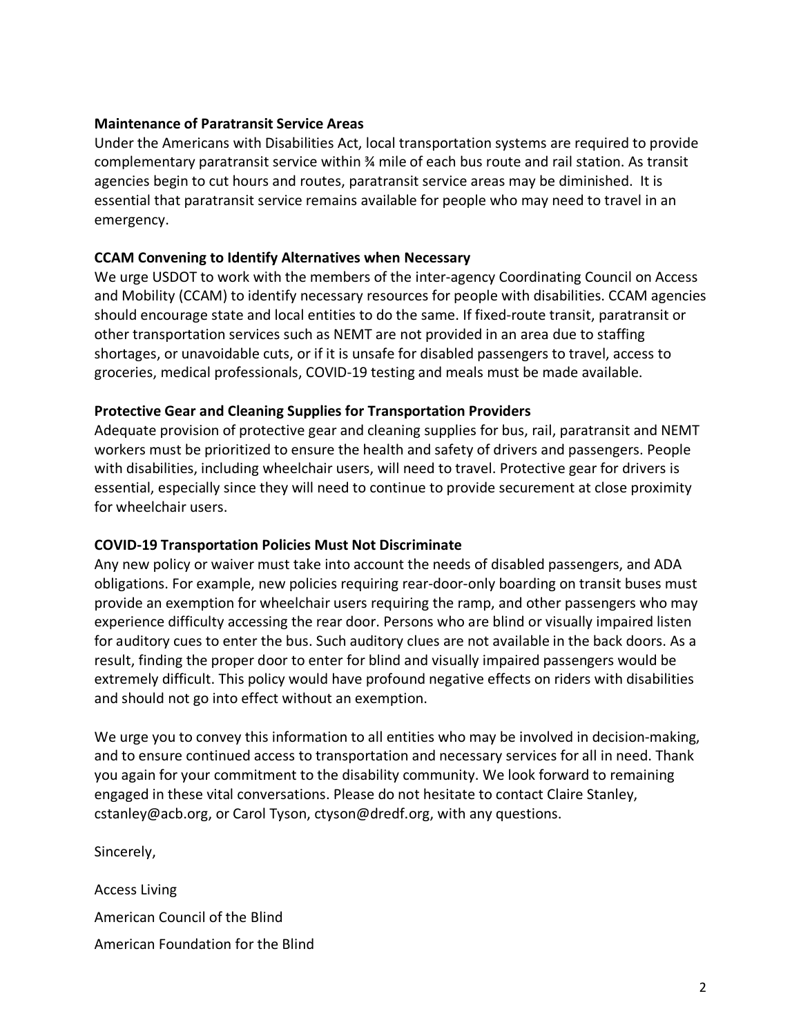**Maintenance of Paratransit Service Areas**

Under the Americans with Disabilities Act, local transportation systems are required to provide complementary paratransit service within ¾ mile of each bus route and rail station. As transit agencies begin to cut hours and routes, paratransit service areas may be diminished. It is essential that paratransit service remains available for people who may need to travel in an emergency.

**CCAM Convening to Identify Alternatives when Necessary**

We urge USDOT to work with the members of the inter-agency Coordinating Council on Access and Mobility (CCAM) to identify necessary resources for people with disabilities. CCAM agencies should encourage state and local entities to do the same. If fixed-route transit, paratransit or other transportation services such as NEMT are not provided in an area due to staffing shortages, or unavoidable cuts, or if it is unsafe for disabled passengers to travel, access to groceries, medical professionals, COVID-19 testing and meals must be made available.

**Protective Gear and Cleaning Supplies for Transportation Providers**

Adequate provision of protective gear and cleaning supplies for bus, rail, paratransit and NEMT workers must be prioritized to ensure the health and safety of drivers and passengers. People with disabilities, including wheelchair users, will need to travel. Protective gear for drivers is essential, especially since they will need to continue to provide securement at close proximity for wheelchair users.

**COVID-19 Transportation Policies Must Not Discriminate**

Any new policy or waiver must take into account the needs of disabled passengers, and ADA obligations. For example, new policies requiring rear-door-only boarding on transit buses must provide an exemption for wheelchair users requiring the ramp, and other passengers who may experience difficulty accessing the rear door. Persons who are blind or visually impaired listen for auditory cues to enter the bus. Such auditory clues are not available in the back doors. As a result, finding the proper door to enter for blind and visually impaired passengers would be extremely difficult. This policy would have profound negative effects on riders with disabilities and should not go into effect without an exemption.

We urge you to convey this information to all entities who may be involved in decision-making, and to ensure continued access to transportation and necessary services for all in need. Thank you again for your commitment to the disability community. We look forward to remaining engaged in these vital conversations. Please do not hesitate to contact Claire Stanley, cstanley@acb.org, or Carol Tyson, ctyson@dredf.org, with any questions.

Sincerely,

Access Living

American Council of the Blind

American Foundation for the Blind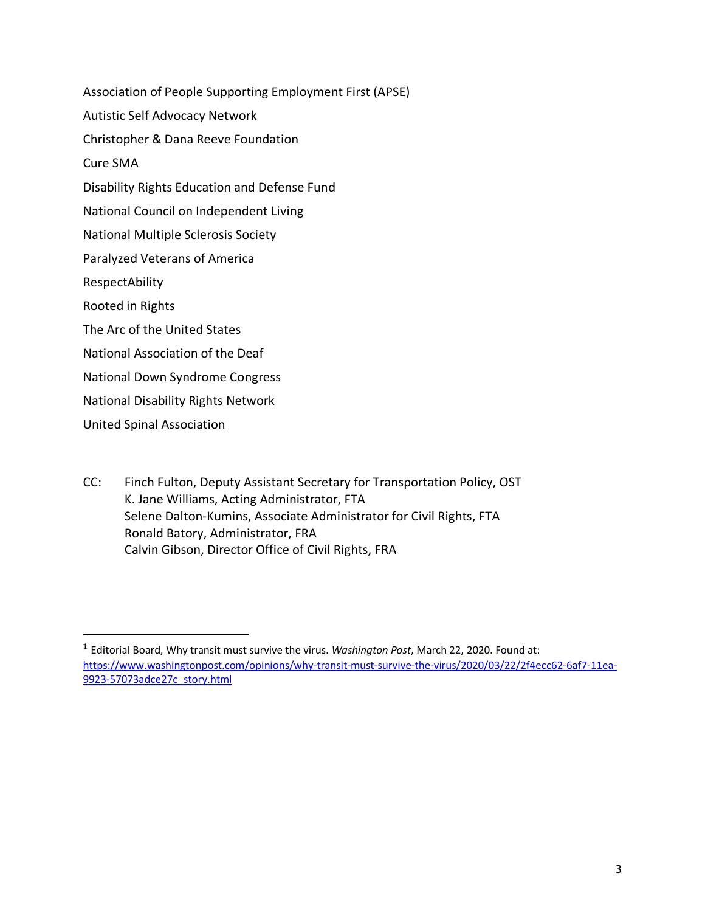Association of People Supporting Employment First (APSE)

Autistic Self Advocacy Network

Christopher & Dana Reeve Foundation

Cure SMA

Disability Rights Education and Defense Fund

National Council on Independent Living

National Multiple Sclerosis Society

Paralyzed Veterans of America

RespectAbility

Rooted in Rights

The Arc of the United States

National Association of the Deaf

National Down Syndrome Congress

National Disability Rights Network

United Spinal Association

CC: Finch Fulton, Deputy Assistant Secretary for Transportation Policy, OST
K. Jane Williams, Acting Administrator, FTA
Selene Dalton-Kumins, Associate Administrator for Civil Rights, FTA
Ronald Batory, Administrator, FRA
Calvin Gibson, Director Office of Civil Rights, FRA

---

[1] Editorial Board, Why transit must survive the virus. *Washington Post*, March 22, 2020. Found at: https://www.washingtonpost.com/opinions/why-transit-must-survive-the-virus/2020/03/22/2f4ecc62-6af7-11ea-9923-57073adce27c_story.html